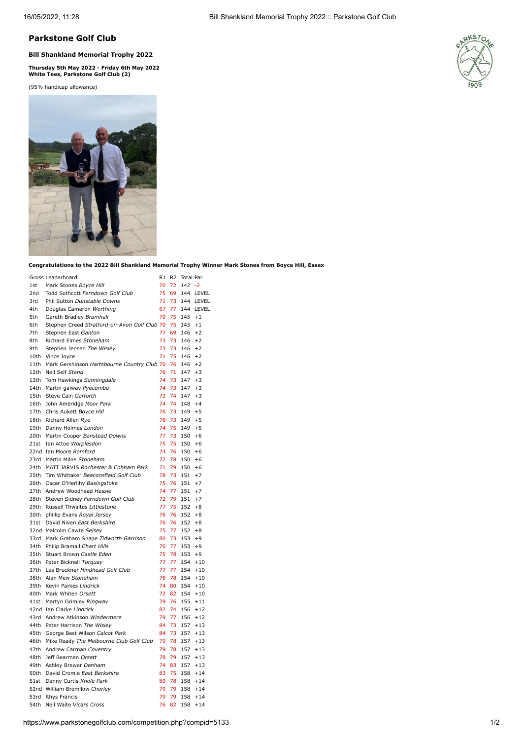# Parkstone Golf Club

### Bill Shankland Memorial Trophy 2022

**Thursday 5th May 2022 - Friday 6th May 2022**
**White Tees, Parkstone Golf Club (2)**

(95% handicap allowance)

**Congratulations to the 2022 Bill Shankland Memorial Trophy Winner Mark Stones from Boyce Hill, Essex**

| Gross Leaderboard | | R1 | R2 | Total | Par |
|---|---|---|---|---|---|
| 1st | Mark Stones *Boyce Hill* | 70 | 72 | 142 | -2 |
| 2nd | Todd Sothcott *Ferndown Golf Club* | 75 | 69 | 144 | LEVEL |
| 3rd | Phil Sutton *Dunstable Downs* | 71 | 73 | 144 | LEVEL |
| 4th | Douglas Cameron *Worthing* | 67 | 77 | 144 | LEVEL |
| 5th | Gareth Bradley *Bramhall* | 70 | 75 | 145 | +1 |
| 6th | Stephen Creed *Stratford-on-Avon Golf Club* | 70 | 75 | 145 | +1 |
| 7th | Stephen East *Ganton* | 77 | 69 | 146 | +2 |
| 8th | Richard Elmes *Stoneham* | 73 | 73 | 146 | +2 |
| 9th | Stephen Jensen *The Wisley* | 73 | 73 | 146 | +2 |
| 10th | Vince Joyce | 71 | 75 | 146 | +2 |
| 11th | Mark Gershinson *Hartsbourne Country Club* | 70 | 76 | 146 | +2 |
| 12th | Neil Self *Stand* | 76 | 71 | 147 | +3 |
| 13th | Tom Hawkings *Sunningdale* | 74 | 73 | 147 | +3 |
| 14th | Martin galway *Pyecombe* | 74 | 73 | 147 | +3 |
| 15th | Steve Cain *Garforth* | 73 | 74 | 147 | +3 |
| 16th | John Ambridge *Moor Park* | 74 | 74 | 148 | +4 |
| 17th | Chris Aukett *Boyce Hill* | 76 | 73 | 149 | +5 |
| 18th | Richard Allen *Rye* | 76 | 73 | 149 | +5 |
| 19th | Danny Holmes *London* | 74 | 75 | 149 | +5 |
| 20th | Martin Cooper *Banstead Downs* | 77 | 73 | 150 | +6 |
| 21st | Ian Attoe *Worplesdon* | 75 | 75 | 150 | +6 |
| 22nd | Ian Moore *Romford* | 74 | 76 | 150 | +6 |
| 23rd | Martin Milne *Stoneham* | 72 | 78 | 150 | +6 |
| 24th | MATT JARVIS *Rochester & Cobham Park* | 71 | 79 | 150 | +6 |
| 25th | Tim Whittaker *Beaconsfield Golf Club* | 78 | 73 | 151 | +7 |
| 26th | Oscar O'Herlihy *Basingstoke* | 75 | 76 | 151 | +7 |
| 27th | Andrew Woodhead *Hessle* | 74 | 77 | 151 | +7 |
| 28th | Steven Sidney *Ferndown Golf Club* | 72 | 79 | 151 | +7 |
| 29th | Russell Thwaites *Littlestone* | 77 | 75 | 152 | +8 |
| 30th | phillip Evans *Royal Jersey* | 76 | 76 | 152 | +8 |
| 31st | David Niven *East Berkshire* | 76 | 76 | 152 | +8 |
| 32nd | Malcolm Cawte *Selsey* | 75 | 77 | 152 | +8 |
| 33rd | Mark Graham Snape *Tidworth Garrison* | 80 | 73 | 153 | +9 |
| 34th | Philip Bramall *Chart Hills* | 76 | 77 | 153 | +9 |
| 35th | Stuart Brown *Castle Eden* | 75 | 78 | 153 | +9 |
| 36th | Peter Bicknell *Torquay* | 77 | 77 | 154 | +10 |
| 37th | Les Bruckner *Hindhead Golf Club* | 77 | 77 | 154 | +10 |
| 38th | Alan Mew *Stoneham* | 76 | 78 | 154 | +10 |
| 39th | Kevin Parkes *Lindrick* | 74 | 80 | 154 | +10 |
| 40th | Mark Whiten *Orsett* | 72 | 82 | 154 | +10 |
| 41st | Martyn Grimley *Ringway* | 79 | 76 | 155 | +11 |
| 42nd | Ian Clarke *Lindrick* | 82 | 74 | 156 | +12 |
| 43rd | Andrew Atkinson *Windermere* | 79 | 77 | 156 | +12 |
| 44th | Peter Harrison *The Wisley* | 84 | 73 | 157 | +13 |
| 45th | George Best Wilson *Calcot Park* | 84 | 73 | 157 | +13 |
| 46th | Mike Ready *The Melbourne Club Golf Club* | 79 | 78 | 157 | +13 |
| 47th | Andrew Carman *Coventry* | 79 | 78 | 157 | +13 |
| 48th | Jeff Bearman *Orsett* | 78 | 79 | 157 | +13 |
| 49th | Ashley Brewer *Denham* | 74 | 83 | 157 | +13 |
| 50th | David Cromie *East Berkshire* | 83 | 75 | 158 | +14 |
| 51st | Danny Curtis *Knole Park* | 80 | 78 | 158 | +14 |
| 52nd | William Bromilow *Chorley* | 79 | 79 | 158 | +14 |
| 53rd | Rhys Francis | 79 | 79 | 158 | +14 |
| 54th | Neil Waite *Vicars Cross* | 76 | 82 | 158 | +14 |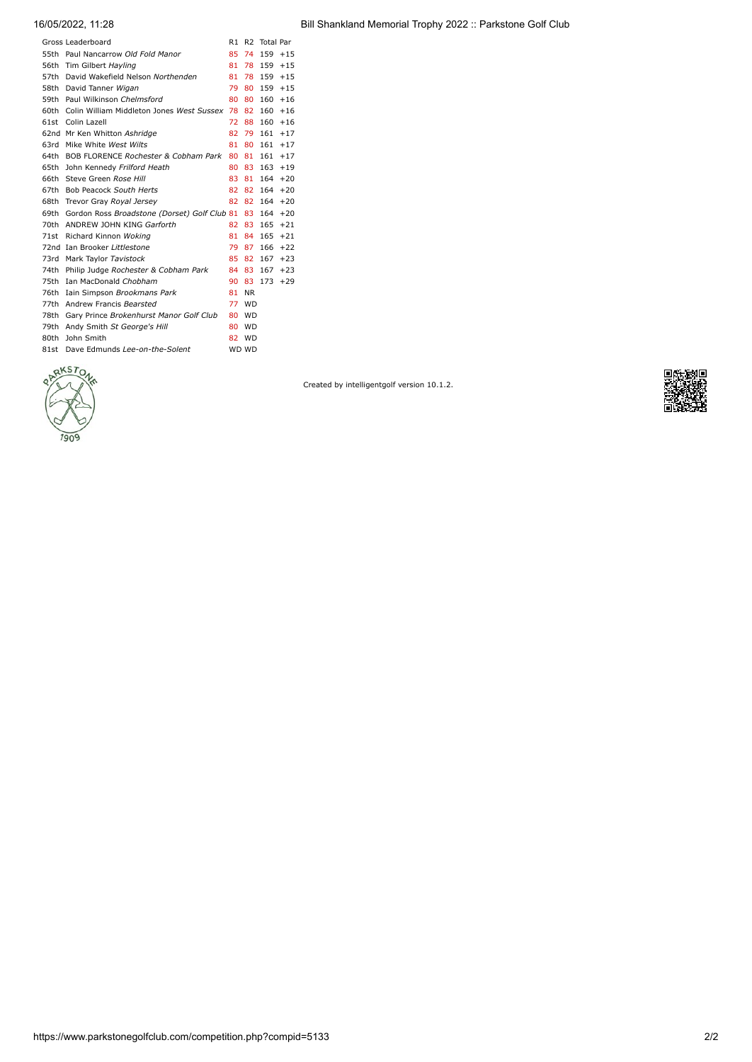| Gross Leaderboard | | R1 | R2 | Total | Par |
|---|---|---|---|---|---|
| 55th | Paul Nancarrow *Old Fold Manor* | 85 | 74 | 159 | +15 |
| 56th | Tim Gilbert *Hayling* | 81 | 78 | 159 | +15 |
| 57th | David Wakefield Nelson *Northenden* | 81 | 78 | 159 | +15 |
| 58th | David Tanner *Wigan* | 79 | 80 | 159 | +15 |
| 59th | Paul Wilkinson *Chelmsford* | 80 | 80 | 160 | +16 |
| 60th | Colin William Middleton Jones *West Sussex* | 78 | 82 | 160 | +16 |
| 61st | Colin Lazell | 72 | 88 | 160 | +16 |
| 62nd | Mr Ken Whitton *Ashridge* | 82 | 79 | 161 | +17 |
| 63rd | Mike White *West Wilts* | 81 | 80 | 161 | +17 |
| 64th | BOB FLORENCE *Rochester & Cobham Park* | 80 | 81 | 161 | +17 |
| 65th | John Kennedy *Frilford Heath* | 80 | 83 | 163 | +19 |
| 66th | Steve Green *Rose Hill* | 83 | 81 | 164 | +20 |
| 67th | Bob Peacock *South Herts* | 82 | 82 | 164 | +20 |
| 68th | Trevor Gray *Royal Jersey* | 82 | 82 | 164 | +20 |
| 69th | Gordon Ross *Broadstone (Dorset) Golf Club* | 81 | 83 | 164 | +20 |
| 70th | ANDREW JOHN KING *Garforth* | 82 | 83 | 165 | +21 |
| 71st | Richard Kinnon *Woking* | 81 | 84 | 165 | +21 |
| 72nd | Ian Brooker *Littlestone* | 79 | 87 | 166 | +22 |
| 73rd | Mark Taylor *Tavistock* | 85 | 82 | 167 | +23 |
| 74th | Philip Judge *Rochester & Cobham Park* | 84 | 83 | 167 | +23 |
| 75th | Ian MacDonald *Chobham* | 90 | 83 | 173 | +29 |
| 76th | Iain Simpson *Brookmans Park* | 81 | NR | | |
| 77th | Andrew Francis *Bearsted* | 77 | WD | | |
| 78th | Gary Prince *Brokenhurst Manor Golf Club* | 80 | WD | | |
| 79th | Andy Smith *St George's Hill* | 80 | WD | | |
| 80th | John Smith | 82 | WD | | |
| 81st | Dave Edmunds *Lee-on-the-Solent* | WD | WD | | |

PARKSTONE 1909

Created by intelligentgolf version 10.1.2.